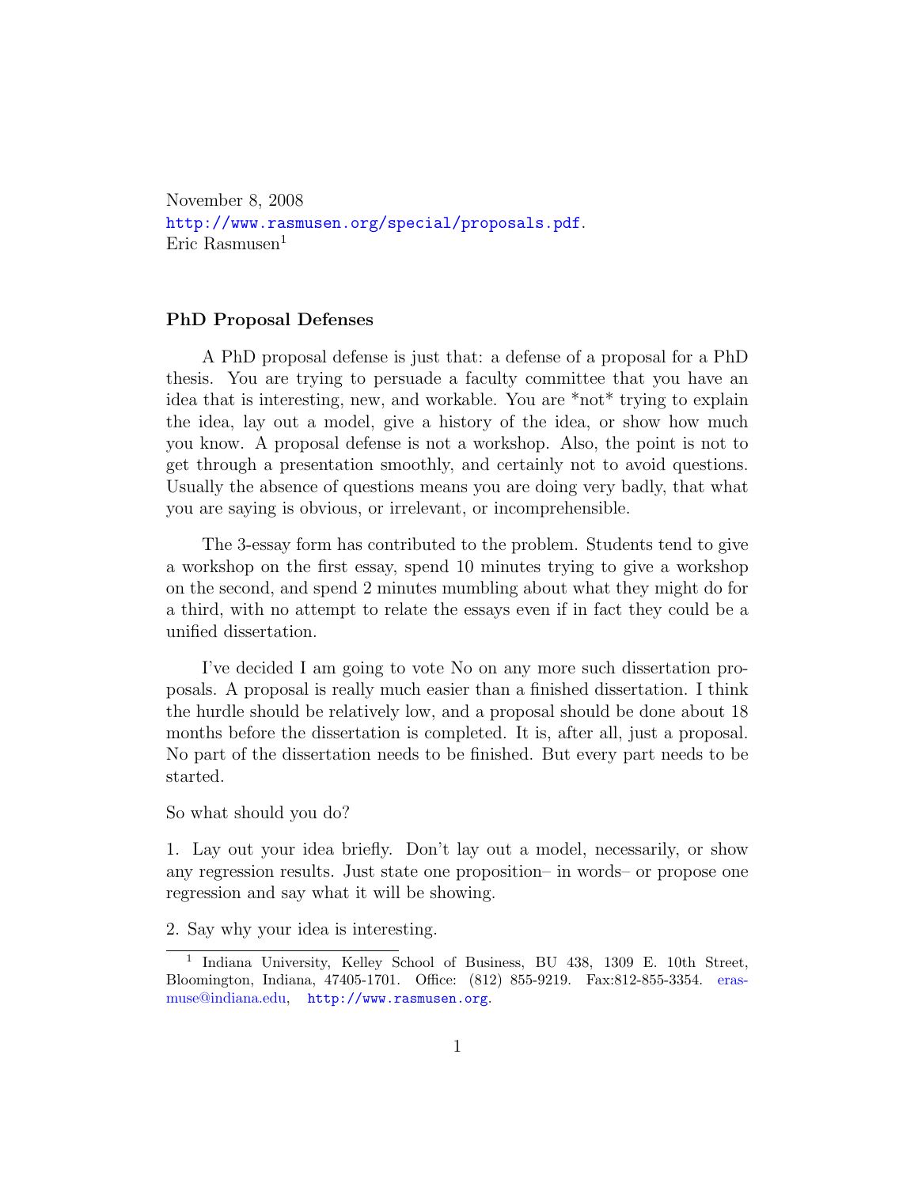November 8, 2008
http://www.rasmusen.org/special/proposals.pdf.
Eric Rasmusen[1]

### PhD Proposal Defenses

A PhD proposal defense is just that: a defense of a proposal for a PhD thesis. You are trying to persuade a faculty committee that you have an idea that is interesting, new, and workable. You are *not* trying to explain the idea, lay out a model, give a history of the idea, or show how much you know. A proposal defense is not a workshop. Also, the point is not to get through a presentation smoothly, and certainly not to avoid questions. Usually the absence of questions means you are doing very badly, that what you are saying is obvious, or irrelevant, or incomprehensible.

The 3-essay form has contributed to the problem. Students tend to give a workshop on the first essay, spend 10 minutes trying to give a workshop on the second, and spend 2 minutes mumbling about what they might do for a third, with no attempt to relate the essays even if in fact they could be a unified dissertation.

I've decided I am going to vote No on any more such dissertation proposals. A proposal is really much easier than a finished dissertation. I think the hurdle should be relatively low, and a proposal should be done about 18 months before the dissertation is completed. It is, after all, just a proposal. No part of the dissertation needs to be finished. But every part needs to be started.

So what should you do?

1. Lay out your idea briefly. Don't lay out a model, necessarily, or show any regression results. Just state one proposition– in words– or propose one regression and say what it will be showing.

2. Say why your idea is interesting.

[1] Indiana University, Kelley School of Business, BU 438, 1309 E. 10th Street, Bloomington, Indiana, 47405-1701. Office: (812) 855-9219. Fax:812-855-3354. erasmuse@indiana.edu, http://www.rasmusen.org.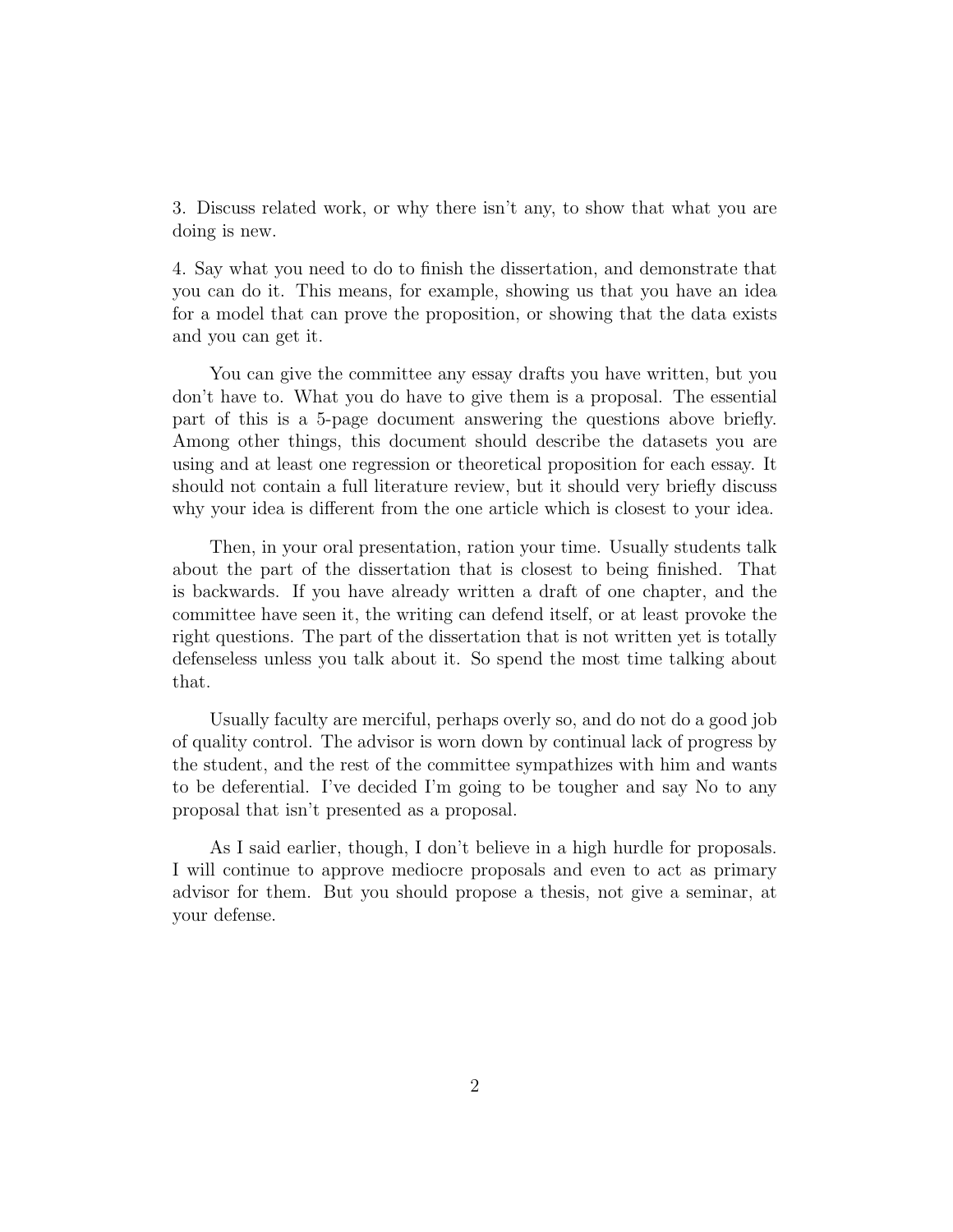3. Discuss related work, or why there isn't any, to show that what you are doing is new.

4. Say what you need to do to finish the dissertation, and demonstrate that you can do it. This means, for example, showing us that you have an idea for a model that can prove the proposition, or showing that the data exists and you can get it.

You can give the committee any essay drafts you have written, but you don't have to. What you do have to give them is a proposal. The essential part of this is a 5-page document answering the questions above briefly. Among other things, this document should describe the datasets you are using and at least one regression or theoretical proposition for each essay. It should not contain a full literature review, but it should very briefly discuss why your idea is different from the one article which is closest to your idea.

Then, in your oral presentation, ration your time. Usually students talk about the part of the dissertation that is closest to being finished. That is backwards. If you have already written a draft of one chapter, and the committee have seen it, the writing can defend itself, or at least provoke the right questions. The part of the dissertation that is not written yet is totally defenseless unless you talk about it. So spend the most time talking about that.

Usually faculty are merciful, perhaps overly so, and do not do a good job of quality control. The advisor is worn down by continual lack of progress by the student, and the rest of the committee sympathizes with him and wants to be deferential. I've decided I'm going to be tougher and say No to any proposal that isn't presented as a proposal.

As I said earlier, though, I don't believe in a high hurdle for proposals. I will continue to approve mediocre proposals and even to act as primary advisor for them. But you should propose a thesis, not give a seminar, at your defense.